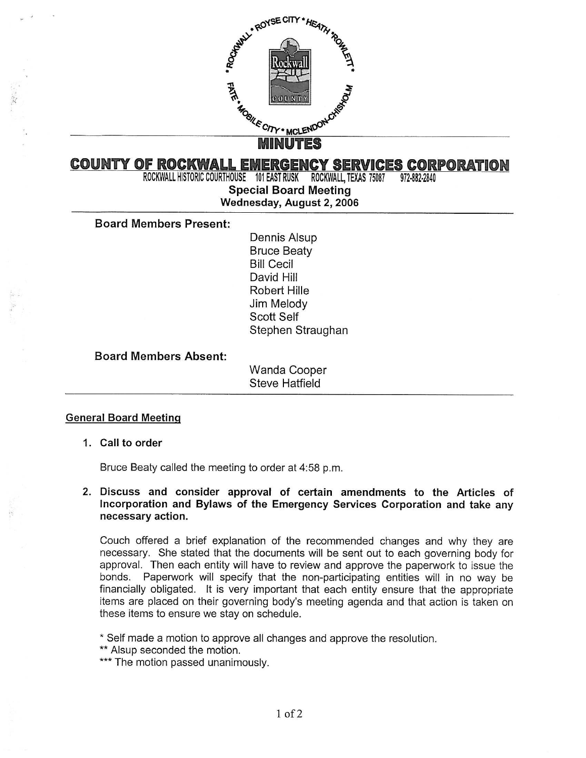# MINUTES

## COUNTY OF ROCKWALL EMERGENCY SERVICES CORPORATION

ROCKWALL HISTORIC COURTHOUSE 101 EAST RUSK ROCKWALL, TEXAS 75087 972-882-2840

**Special Board Meeting**
**Wednesday, August 2, 2006**

**Board Members Present:**

Dennis Alsup
Bruce Beaty
Bill Cecil
David Hill
Robert Hille
Jim Melody
Scott Self
Stephen Straughan

**Board Members Absent:**

Wanda Cooper
Steve Hatfield

### General Board Meeting

1. **Call to order**

   Bruce Beaty called the meeting to order at 4:58 p.m.

2. **Discuss and consider approval of certain amendments to the Articles of Incorporation and Bylaws of the Emergency Services Corporation and take any necessary action.**

   Couch offered a brief explanation of the recommended changes and why they are necessary. She stated that the documents will be sent out to each governing body for approval. Then each entity will have to review and approve the paperwork to issue the bonds. Paperwork will specify that the non-participating entities will in no way be financially obligated. It is very important that each entity ensure that the appropriate items are placed on their governing body's meeting agenda and that action is taken on these items to ensure we stay on schedule.

   * Self made a motion to approve all changes and approve the resolution.
   ** Alsup seconded the motion.
   *** The motion passed unanimously.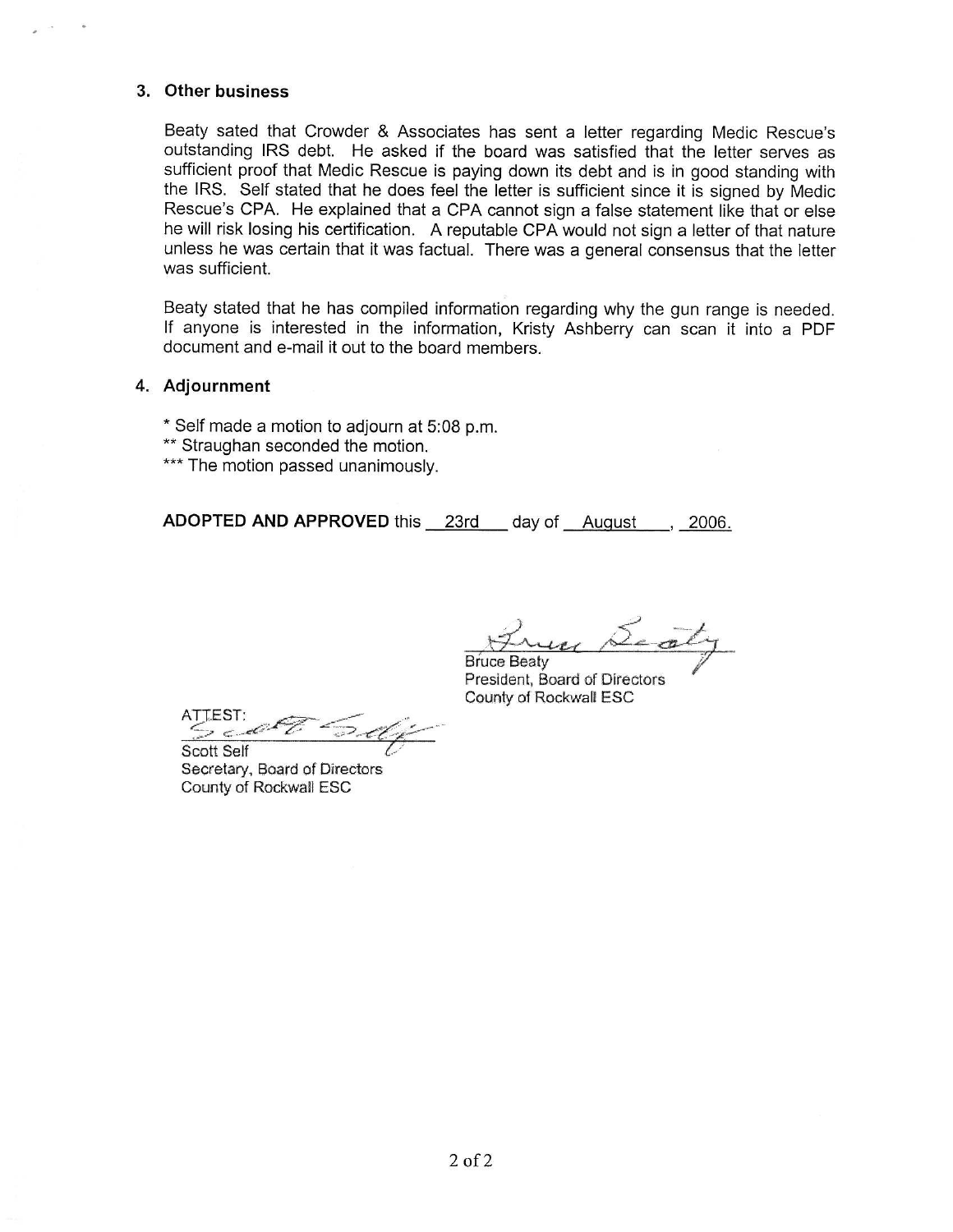### 3. Other business

Beaty sated that Crowder & Associates has sent a letter regarding Medic Rescue's outstanding IRS debt. He asked if the board was satisfied that the letter serves as sufficient proof that Medic Rescue is paying down its debt and is in good standing with the IRS. Self stated that he does feel the letter is sufficient since it is signed by Medic Rescue's CPA. He explained that a CPA cannot sign a false statement like that or else he will risk losing his certification. A reputable CPA would not sign a letter of that nature unless he was certain that it was factual. There was a general consensus that the letter was sufficient.

Beaty stated that he has compiled information regarding why the gun range is needed. If anyone is interested in the information, Kristy Ashberry can scan it into a PDF document and e-mail it out to the board members.

### 4. Adjournment

\* Self made a motion to adjourn at 5:08 p.m.
\** Straughan seconded the motion.
\*** The motion passed unanimously.

**ADOPTED AND APPROVED** this 23rd day of August, 2006.

Bruce Beaty
President, Board of Directors
County of Rockwall ESC

ATTEST:

Scott Self
Secretary, Board of Directors
County of Rockwall ESC